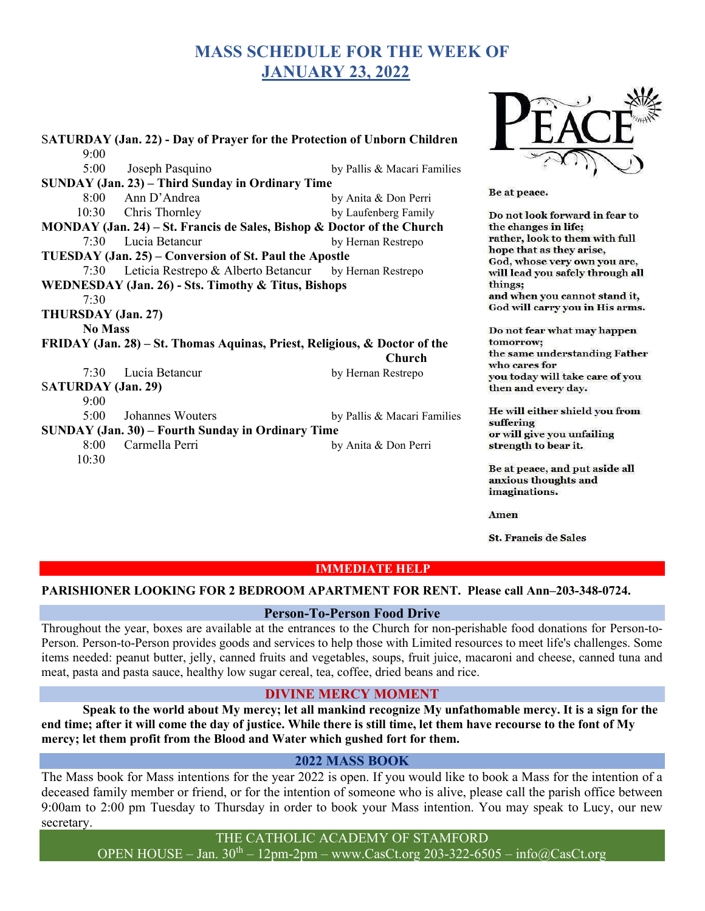# MASS SCHEDULE FOR THE WEEK OF JANUARY 23, 2022

**SATURDAY (Jan. 22) - Day of Prayer for the Protection of Unborn Children**

| | | |
|---|---|---|
| 9:00 | | |
| 5:00 | Joseph Pasquino | by Pallis & Macari Families |

**SUNDAY (Jan. 23) – Third Sunday in Ordinary Time**

| | | |
|---|---|---|
| 8:00 | Ann D'Andrea | by Anita & Don Perri |
| 10:30 | Chris Thornley | by Laufenberg Family |

**MONDAY (Jan. 24) – St. Francis de Sales, Bishop & Doctor of the Church**

| | | |
|---|---|---|
| 7:30 | Lucia Betancur | by Hernan Restrepo |

**TUESDAY (Jan. 25) – Conversion of St. Paul the Apostle**

| | | |
|---|---|---|
| 7:30 | Leticia Restrepo & Alberto Betancur | by Hernan Restrepo |

**WEDNESDAY (Jan. 26) - Sts. Timothy & Titus, Bishops**

7:30

**THURSDAY (Jan. 27)**

**No Mass**

**FRIDAY (Jan. 28) – St. Thomas Aquinas, Priest, Religious, & Doctor of the Church**

| | | |
|---|---|---|
| 7:30 | Lucia Betancur | by Hernan Restrepo |

**SATURDAY (Jan. 29)**

| | | |
|---|---|---|
| 9:00 | | |
| 5:00 | Johannes Wouters | by Pallis & Macari Families |

**SUNDAY (Jan. 30) – Fourth Sunday in Ordinary Time**

| | | |
|---|---|---|
| 8:00 | Carmella Perri | by Anita & Don Perri |
| 10:30 | | |

## PEACE

**Be at peace.**

**Do not look forward in fear to the changes in life; rather, look to them with full hope that as they arise, God, whose very own you are, will lead you safely through all things; and when you cannot stand it, God will carry you in His arms.**

**Do not fear what may happen tomorrow; the same understanding Father who cares for you today will take care of you then and every day.**

**He will either shield you from suffering or will give you unfailing strength to bear it.**

**Be at peace, and put aside all anxious thoughts and imaginations.**

**Amen**

**St. Francis de Sales**

## IMMEDIATE HELP

**PARISHIONER LOOKING FOR 2 BEDROOM APARTMENT FOR RENT. Please call Ann–203-348-0724.**

## Person-To-Person Food Drive

Throughout the year, boxes are available at the entrances to the Church for non-perishable food donations for Person-to-Person. Person-to-Person provides goods and services to help those with Limited resources to meet life's challenges. Some items needed: peanut butter, jelly, canned fruits and vegetables, soups, fruit juice, macaroni and cheese, canned tuna and meat, pasta and pasta sauce, healthy low sugar cereal, tea, coffee, dried beans and rice.

## DIVINE MERCY MOMENT

**Speak to the world about My mercy; let all mankind recognize My unfathomable mercy. It is a sign for the end time; after it will come the day of justice. While there is still time, let them have recourse to the font of My mercy; let them profit from the Blood and Water which gushed fort for them.**

## 2022 MASS BOOK

The Mass book for Mass intentions for the year 2022 is open. If you would like to book a Mass for the intention of a deceased family member or friend, or for the intention of someone who is alive, please call the parish office between 9:00am to 2:00 pm Tuesday to Thursday in order to book your Mass intention. You may speak to Lucy, our new secretary.

THE CATHOLIC ACADEMY OF STAMFORD
OPEN HOUSE – Jan. 30th – 12pm-2pm – www.CasCt.org 203-322-6505 – info@CasCt.org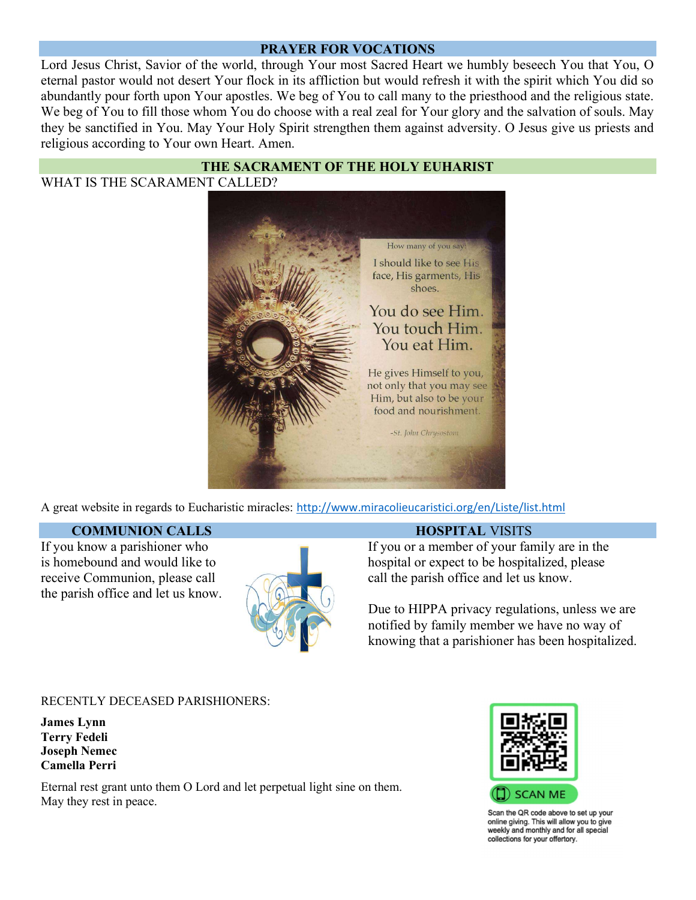## PRAYER FOR VOCATIONS

Lord Jesus Christ, Savior of the world, through Your most Sacred Heart we humbly beseech You that You, O eternal pastor would not desert Your flock in its affliction but would refresh it with the spirit which You did so abundantly pour forth upon Your apostles. We beg of You to call many to the priesthood and the religious state. We beg of You to fill those whom You do choose with a real zeal for Your glory and the salvation of souls. May they be sanctified in You. May Your Holy Spirit strengthen them against adversity. O Jesus give us priests and religious according to Your own Heart. Amen.

## THE SACRAMENT OF THE HOLY EUHARIST

WHAT IS THE SCARAMENT CALLED?

How many of you say:

I should like to see His face, His garments, His shoes.

You do see Him.
You touch Him.
You eat Him.

He gives Himself to you, not only that you may see Him, but also to be your food and nourishment.

-St. John Chrysostom

A great website in regards to Eucharistic miracles: http://www.miracolieucaristici.org/en/Liste/list.html

## COMMUNION CALLS

If you know a parishioner who is homebound and would like to receive Communion, please call the parish office and let us know.

## HOSPITAL VISITS

If you or a member of your family are in the hospital or expect to be hospitalized, please call the parish office and let us know.

Due to HIPPA privacy regulations, unless we are notified by family member we have no way of knowing that a parishioner has been hospitalized.

RECENTLY DECEASED PARISHIONERS:

**James Lynn**
**Terry Fedeli**
**Joseph Nemec**
**Camella Perri**

Eternal rest grant unto them O Lord and let perpetual light sine on them. May they rest in peace.

SCAN ME

Scan the QR code above to set up your online giving. This will allow you to give weekly and monthly and for all special collections for your offertory.